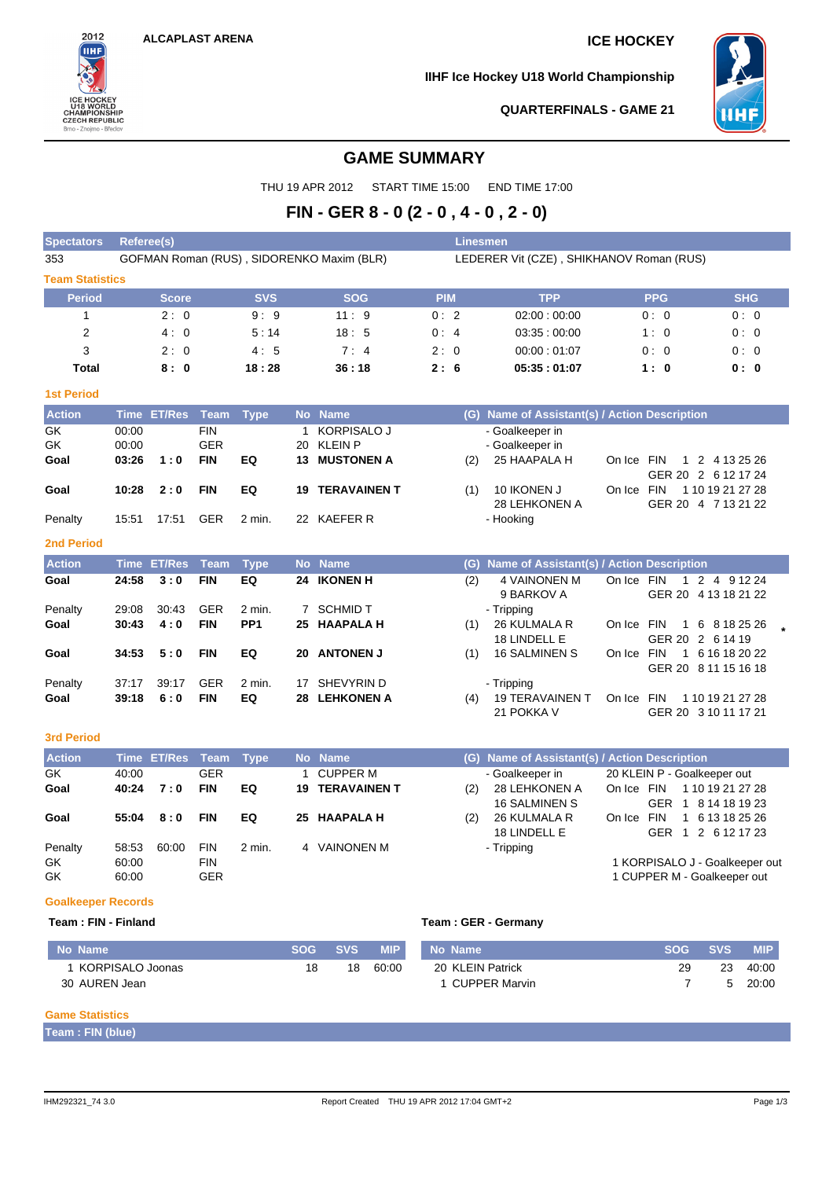ALCAPLAST ARENA

ICE HOCKEY

IIHF Ice Hockey U18 World Championship

QUARTERFINALS - GAME 21

# GAME SUMMARY

THU 19 APR 2012 START TIME 15:00 END TIME 17:00

## FIN - GER 8 - 0 (2 - 0 , 4 - 0 , 2 - 0)

| Spectators | Referee(s) | Linesmen |
|---|---|---|
| 353 | GOFMAN Roman (RUS) , SIDORENKO Maxim (BLR) | LEDERER Vit (CZE) , SHIKHANOV Roman (RUS) |

### Team Statistics

| Period | Score | SVS | SOG | PIM | TPP | PPG | SHG |
|---|---|---|---|---|---|---|---|
| 1 | 2 : 0 | 9 : 9 | 11 : 9 | 0 : 2 | 02:00 : 00:00 | 0 : 0 | 0 : 0 |
| 2 | 4 : 0 | 5 : 14 | 18 : 5 | 0 : 4 | 03:35 : 00:00 | 1 : 0 | 0 : 0 |
| 3 | 2 : 0 | 4 : 5 | 7 : 4 | 2 : 0 | 00:00 : 01:07 | 0 : 0 | 0 : 0 |
| **Total** | **8 : 0** | **18 : 28** | **36 : 18** | **2 : 6** | **05:35 : 01:07** | **1 : 0** | **0 : 0** |

### 1st Period

| Action | Time | ET/Res | Team | Type | No | Name | (G) | Name of Assistant(s) / Action Description | |
|---|---|---|---|---|---|---|---|---|---|
| GK | 00:00 | | FIN | | 1 | KORPISALO J | | - Goalkeeper in | |
| GK | 00:00 | | GER | | 20 | KLEIN P | | - Goalkeeper in | |
| **Goal** | **03:26** | **1 : 0** | **FIN** | **EQ** | **13** | **MUSTONEN A** | (2) | 25 HAAPALA H | On Ice FIN 1 2 4 13 25 26 GER 20 2 6 12 17 24 |
| **Goal** | **10:28** | **2 : 0** | **FIN** | **EQ** | **19** | **TERAVAINEN T** | (1) | 10 IKONEN J 28 LEHKONEN A | On Ice FIN 1 10 19 21 27 28 GER 20 4 7 13 21 22 |
| Penalty | 15:51 | 17:51 | GER | 2 min. | 22 | KAEFER R | | - Hooking | |

### 2nd Period

| Action | Time | ET/Res | Team | Type | No | Name | (G) | Name of Assistant(s) / Action Description | |
|---|---|---|---|---|---|---|---|---|---|
| **Goal** | **24:58** | **3 : 0** | **FIN** | **EQ** | **24** | **IKONEN H** | (2) | 4 VAINONEN M 9 BARKOV A | On Ice FIN 1 2 4 9 12 24 GER 20 4 13 18 21 22 |
| Penalty | 29:08 | 30:43 | GER | 2 min. | 7 | SCHMID T | | - Tripping | |
| **Goal** | **30:43** | **4 : 0** | **FIN** | **PP1** | **25** | **HAAPALA H** | (1) | 26 KULMALA R 18 LINDELL E | On Ice FIN 1 6 8 18 25 26 GER 20 2 6 14 19 * |
| **Goal** | **34:53** | **5 : 0** | **FIN** | **EQ** | **20** | **ANTONEN J** | (1) | 16 SALMINEN S | On Ice FIN 1 6 16 18 20 22 GER 20 8 11 15 16 18 |
| Penalty | 37:17 | 39:17 | GER | 2 min. | 17 | SHEVYRIN D | | - Tripping | |
| **Goal** | **39:18** | **6 : 0** | **FIN** | **EQ** | **28** | **LEHKONEN A** | (4) | 19 TERAVAINEN T 21 POKKA V | On Ice FIN 1 10 19 21 27 28 GER 20 3 10 11 17 21 |

### 3rd Period

| Action | Time | ET/Res | Team | Type | No | Name | (G) | Name of Assistant(s) / Action Description | |
|---|---|---|---|---|---|---|---|---|---|
| GK | 40:00 | | GER | | 1 | CUPPER M | | - Goalkeeper in | 20 KLEIN P - Goalkeeper out |
| **Goal** | **40:24** | **7 : 0** | **FIN** | **EQ** | **19** | **TERAVAINEN T** | (2) | 28 LEHKONEN A 16 SALMINEN S | On Ice FIN 1 10 19 21 27 28 GER 1 8 14 18 19 23 |
| **Goal** | **55:04** | **8 : 0** | **FIN** | **EQ** | **25** | **HAAPALA H** | (2) | 26 KULMALA R 18 LINDELL E | On Ice FIN 1 6 13 18 25 26 GER 1 2 6 12 17 23 |
| Penalty | 58:53 | 60:00 | FIN | 2 min. | 4 | VAINONEN M | | - Tripping | |
| GK | 60:00 | | FIN | | | | | | 1 KORPISALO J - Goalkeeper out |
| GK | 60:00 | | GER | | | | | | 1 CUPPER M - Goalkeeper out |

### Goalkeeper Records

**Team : FIN - Finland**

| No | Name | SOG | SVS | MIP |
|---|---|---|---|---|
| 1 | KORPISALO Joonas | 18 | 18 | 60:00 |
| 30 | AUREN Jean | | | |

**Team : GER - Germany**

| No | Name | SOG | SVS | MIP |
|---|---|---|---|---|
| 20 | KLEIN Patrick | 29 | 23 | 40:00 |
| 1 | CUPPER Marvin | 7 | 5 | 20:00 |

### Game Statistics

**Team : FIN (blue)**

IHM292321_74 3.0 Report Created THU 19 APR 2012 17:04 GMT+2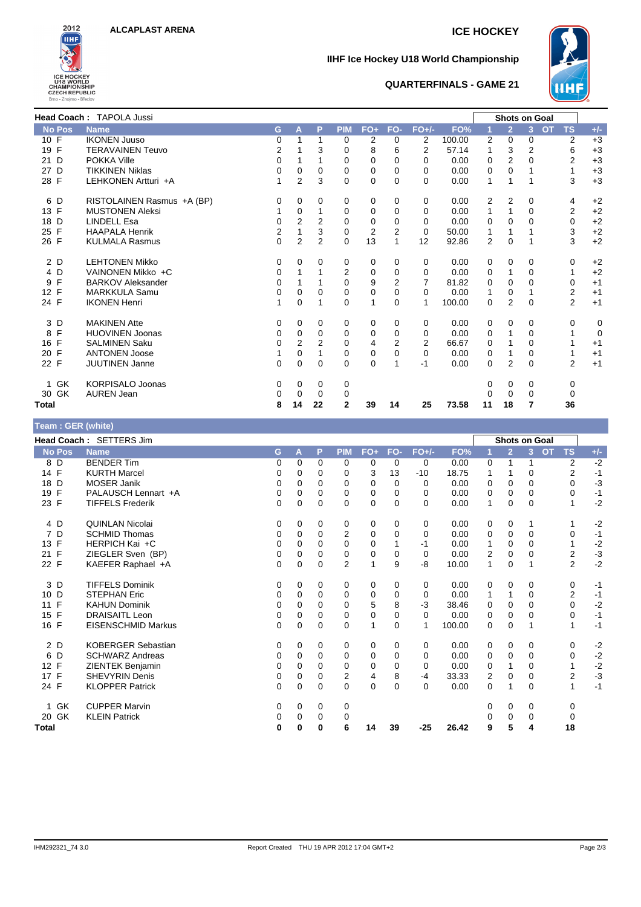**ALCAPLAST ARENA**

**ICE HOCKEY**

**IIHF Ice Hockey U18 World Championship**

**QUARTERFINALS - GAME 21**

**Head Coach :** TAPOLA Jussi

| No Pos | Name | G | A | P | PIM | FO+ | FO- | FO+/- | FO% | Shots on Goal 1 | 2 | 3 | OT | TS | +/- |
|---|---|---|---|---|---|---|---|---|---|---|---|---|---|---|---|
| 10 F | IKONEN Juuso | 0 | 1 | 1 | 0 | 2 | 0 | 2 | 100.00 | 2 | 0 | 0 | | 2 | +3 |
| 19 F | TERAVAINEN Teuvo | 2 | 1 | 3 | 0 | 8 | 6 | 2 | 57.14 | 1 | 3 | 2 | | 6 | +3 |
| 21 D | POKKA Ville | 0 | 1 | 1 | 0 | 0 | 0 | 0 | 0.00 | 0 | 2 | 0 | | 2 | +3 |
| 27 D | TIKKINEN Niklas | 0 | 0 | 0 | 0 | 0 | 0 | 0 | 0.00 | 0 | 0 | 1 | | 1 | +3 |
| 28 F | LEHKONEN Artturi +A | 1 | 2 | 3 | 0 | 0 | 0 | 0 | 0.00 | 1 | 1 | 1 | | 3 | +3 |
| 6 D | RISTOLAINEN Rasmus +A (BP) | 0 | 0 | 0 | 0 | 0 | 0 | 0 | 0.00 | 2 | 2 | 0 | | 4 | +2 |
| 13 F | MUSTONEN Aleksi | 1 | 0 | 1 | 0 | 0 | 0 | 0 | 0.00 | 1 | 1 | 0 | | 2 | +2 |
| 18 D | LINDELL Esa | 0 | 2 | 2 | 0 | 0 | 0 | 0 | 0.00 | 0 | 0 | 0 | | 0 | +2 |
| 25 F | HAAPALA Henrik | 2 | 1 | 3 | 0 | 2 | 2 | 0 | 50.00 | 1 | 1 | 1 | | 3 | +2 |
| 26 F | KULMALA Rasmus | 0 | 2 | 2 | 0 | 13 | 1 | 12 | 92.86 | 2 | 0 | 1 | | 3 | +2 |
| 2 D | LEHTONEN Mikko | 0 | 0 | 0 | 0 | 0 | 0 | 0 | 0.00 | 0 | 0 | 0 | | 0 | +2 |
| 4 D | VAINONEN Mikko +C | 0 | 1 | 1 | 2 | 0 | 0 | 0 | 0.00 | 0 | 1 | 0 | | 1 | +2 |
| 9 F | BARKOV Aleksander | 0 | 1 | 1 | 0 | 9 | 2 | 7 | 81.82 | 0 | 0 | 0 | | 0 | +1 |
| 12 F | MARKKULA Samu | 0 | 0 | 0 | 0 | 0 | 0 | 0 | 0.00 | 1 | 0 | 1 | | 2 | +1 |
| 24 F | IKONEN Henri | 1 | 0 | 1 | 0 | 1 | 0 | 1 | 100.00 | 0 | 2 | 0 | | 2 | +1 |
| 3 D | MAKINEN Atte | 0 | 0 | 0 | 0 | 0 | 0 | 0 | 0.00 | 0 | 0 | 0 | | 0 | 0 |
| 8 F | HUOVINEN Joonas | 0 | 0 | 0 | 0 | 0 | 0 | 0 | 0.00 | 0 | 1 | 0 | | 1 | 0 |
| 16 F | SALMINEN Saku | 0 | 2 | 2 | 0 | 4 | 2 | 2 | 66.67 | 0 | 1 | 0 | | 1 | +1 |
| 20 F | ANTONEN Joose | 1 | 0 | 1 | 0 | 0 | 0 | 0 | 0.00 | 0 | 1 | 0 | | 1 | +1 |
| 22 F | JUUTINEN Janne | 0 | 0 | 0 | 0 | 0 | 1 | -1 | 0.00 | 0 | 2 | 0 | | 2 | +1 |
| 1 GK | KORPISALO Joonas | 0 | 0 | 0 | 0 | | | | | 0 | 0 | 0 | | 0 | |
| 30 GK | AUREN Jean | 0 | 0 | 0 | 0 | | | | | 0 | 0 | 0 | | 0 | |
| **Total** | | **8** | **14** | **22** | **2** | **39** | **14** | **25** | **73.58** | **11** | **18** | **7** | | **36** | |

**Team : GER (white)**

**Head Coach :** SETTERS Jim

| No Pos | Name | G | A | P | PIM | FO+ | FO- | FO+/- | FO% | Shots on Goal 1 | 2 | 3 | OT | TS | +/- |
|---|---|---|---|---|---|---|---|---|---|---|---|---|---|---|---|
| 8 D | BENDER Tim | 0 | 0 | 0 | 0 | 0 | 0 | 0 | 0.00 | 0 | 1 | 1 | | 2 | -2 |
| 14 F | KURTH Marcel | 0 | 0 | 0 | 0 | 3 | 13 | -10 | 18.75 | 1 | 1 | 0 | | 2 | -1 |
| 18 D | MOSER Janik | 0 | 0 | 0 | 0 | 0 | 0 | 0 | 0.00 | 0 | 0 | 0 | | 0 | -3 |
| 19 F | PALAUSCH Lennart +A | 0 | 0 | 0 | 0 | 0 | 0 | 0 | 0.00 | 0 | 0 | 0 | | 0 | -1 |
| 23 F | TIFFELS Frederik | 0 | 0 | 0 | 0 | 0 | 0 | 0 | 0.00 | 1 | 0 | 0 | | 1 | -2 |
| 4 D | QUINLAN Nicolai | 0 | 0 | 0 | 0 | 0 | 0 | 0 | 0.00 | 0 | 0 | 1 | | 1 | -2 |
| 7 D | SCHMID Thomas | 0 | 0 | 0 | 2 | 0 | 0 | 0 | 0.00 | 0 | 0 | 0 | | 0 | -1 |
| 13 F | HERPICH Kai +C | 0 | 0 | 0 | 0 | 0 | 1 | -1 | 0.00 | 1 | 0 | 0 | | 1 | -2 |
| 21 F | ZIEGLER Sven (BP) | 0 | 0 | 0 | 0 | 0 | 0 | 0 | 0.00 | 2 | 0 | 0 | | 2 | -3 |
| 22 F | KAEFER Raphael +A | 0 | 0 | 0 | 2 | 1 | 9 | -8 | 10.00 | 1 | 0 | 1 | | 2 | -2 |
| 3 D | TIFFELS Dominik | 0 | 0 | 0 | 0 | 0 | 0 | 0 | 0.00 | 0 | 0 | 0 | | 0 | -1 |
| 10 D | STEPHAN Eric | 0 | 0 | 0 | 0 | 0 | 0 | 0 | 0.00 | 1 | 1 | 0 | | 2 | -1 |
| 11 F | KAHUN Dominik | 0 | 0 | 0 | 0 | 5 | 8 | -3 | 38.46 | 0 | 0 | 0 | | 0 | -2 |
| 15 F | DRAISAITL Leon | 0 | 0 | 0 | 0 | 0 | 0 | 0 | 0.00 | 0 | 0 | 0 | | 0 | -1 |
| 16 F | EISENSCHMID Markus | 0 | 0 | 0 | 0 | 1 | 0 | 1 | 100.00 | 0 | 0 | 1 | | 1 | -1 |
| 2 D | KOBERGER Sebastian | 0 | 0 | 0 | 0 | 0 | 0 | 0 | 0.00 | 0 | 0 | 0 | | 0 | -2 |
| 6 D | SCHWARZ Andreas | 0 | 0 | 0 | 0 | 0 | 0 | 0 | 0.00 | 0 | 0 | 0 | | 0 | -2 |
| 12 F | ZIENTEK Benjamin | 0 | 0 | 0 | 0 | 0 | 0 | 0 | 0.00 | 0 | 1 | 0 | | 1 | -2 |
| 17 F | SHEVYRIN Denis | 0 | 0 | 0 | 2 | 4 | 8 | -4 | 33.33 | 2 | 0 | 0 | | 2 | -3 |
| 24 F | KLOPPER Patrick | 0 | 0 | 0 | 0 | 0 | 0 | 0 | 0.00 | 0 | 1 | 0 | | 1 | -1 |
| 1 GK | CUPPER Marvin | 0 | 0 | 0 | 0 | | | | | 0 | 0 | 0 | | 0 | |
| 20 GK | KLEIN Patrick | 0 | 0 | 0 | 0 | | | | | 0 | 0 | 0 | | 0 | |
| **Total** | | **0** | **0** | **0** | **6** | **14** | **39** | **-25** | **26.42** | **9** | **5** | **4** | | **18** | |

IHM292321_74 3.0 Report Created THU 19 APR 2012 17:04 GMT+2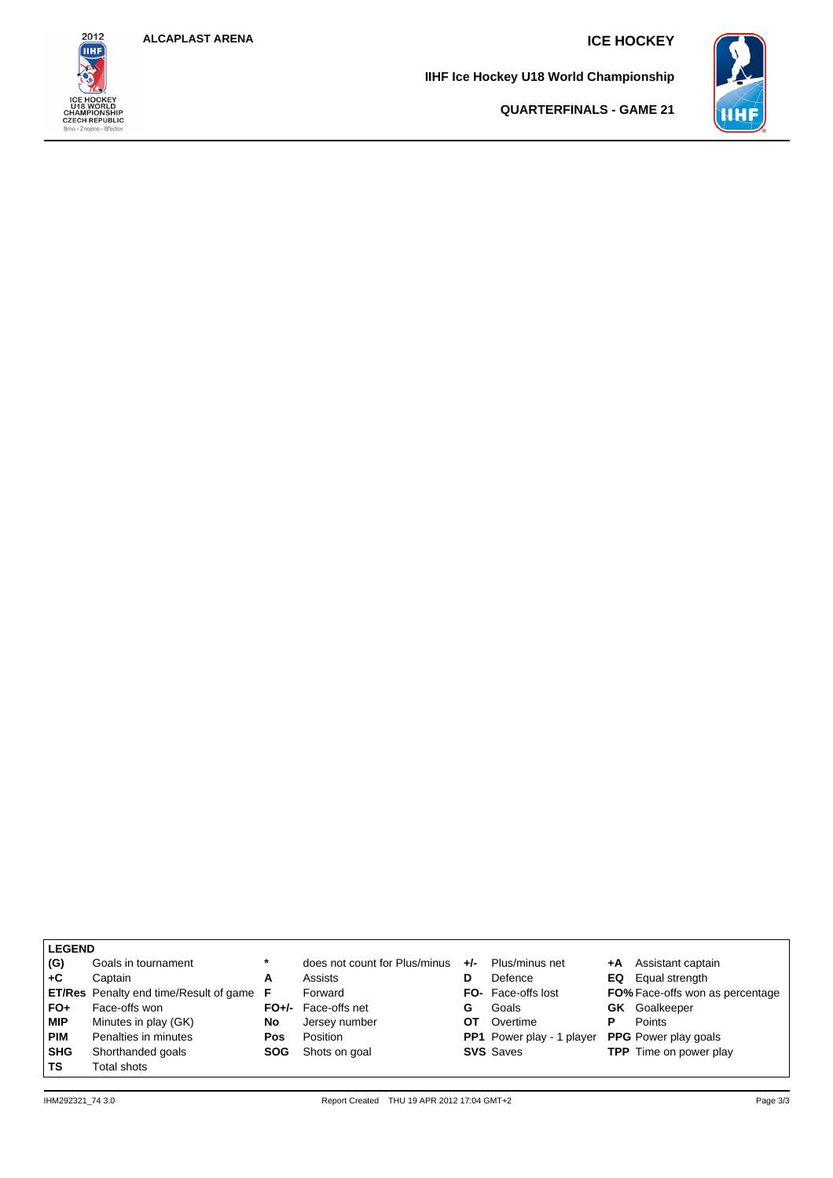ALCAPLAST ARENA

ICE HOCKEY

IIHF Ice Hockey U18 World Championship

QUARTERFINALS - GAME 21

**LEGEND**

| | | | | | | | |
|---|---|---|---|---|---|---|---|
| **(G)** | Goals in tournament | ***** | does not count for Plus/minus | **+/-** | Plus/minus net | **+A** | Assistant captain |
| **+C** | Captain | **A** | Assists | **D** | Defence | **EQ** | Equal strength |
| **ET/Res** | Penalty end time/Result of game | **F** | Forward | **FO-** | Face-offs lost | **FO%** | Face-offs won as percentage |
| **FO+** | Face-offs won | **FO+/-** | Face-offs net | **G** | Goals | **GK** | Goalkeeper |
| **MIP** | Minutes in play (GK) | **No** | Jersey number | **OT** | Overtime | **P** | Points |
| **PIM** | Penalties in minutes | **Pos** | Position | **PP1** | Power play - 1 player | **PPG** | Power play goals |
| **SHG** | Shorthanded goals | **SOG** | Shots on goal | **SVS** | Saves | **TPP** | Time on power play |
| **TS** | Total shots | | | | | | |

IHM292321_74 3.0 Report Created THU 19 APR 2012 17:04 GMT+2